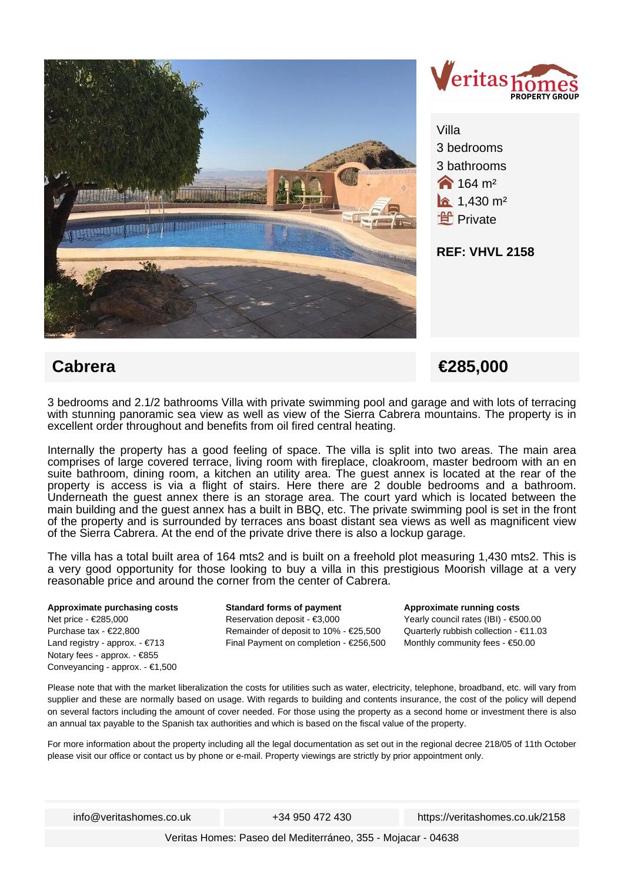Villa
3 bedrooms
3 bathrooms
164 m²
1,430 m²
Private

**REF: VHVL 2158**

## Cabrera

## €285,000

3 bedrooms and 2.1/2 bathrooms Villa with private swimming pool and garage and with lots of terracing with stunning panoramic sea view as well as view of the Sierra Cabrera mountains. The property is in excellent order throughout and benefits from oil fired central heating.

Internally the property has a good feeling of space. The villa is split into two areas. The main area comprises of large covered terrace, living room with fireplace, cloakroom, master bedroom with an en suite bathroom, dining room, a kitchen an utility area. The guest annex is located at the rear of the property is access is via a flight of stairs. Here there are 2 double bedrooms and a bathroom. Underneath the guest annex there is an storage area. The court yard which is located between the main building and the guest annex has a built in BBQ, etc. The private swimming pool is set in the front of the property and is surrounded by terraces ans boast distant sea views as well as magnificent view of the Sierra Cabrera. At the end of the private drive there is also a lockup garage.

The villa has a total built area of 164 mts2 and is built on a freehold plot measuring 1,430 mts2. This is a very good opportunity for those looking to buy a villa in this prestigious Moorish village at a very reasonable price and around the corner from the center of Cabrera.

**Approximate purchasing costs**
Net price - €285,000
Purchase tax - €22,800
Land registry - approx. - €713
Notary fees - approx. - €855
Conveyancing - approx. - €1,500

**Standard forms of payment**
Reservation deposit - €3,000
Remainder of deposit to 10% - €25,500
Final Payment on completion - €256,500

**Approximate running costs**
Yearly council rates (IBI) - €500.00
Quarterly rubbish collection - €11.03
Monthly community fees - €50.00

Please note that with the market liberalization the costs for utilities such as water, electricity, telephone, broadband, etc. will vary from supplier and these are normally based on usage. With regards to building and contents insurance, the cost of the policy will depend on several factors including the amount of cover needed. For those using the property as a second home or investment there is also an annual tax payable to the Spanish tax authorities and which is based on the fiscal value of the property.

For more information about the property including all the legal documentation as set out in the regional decree 218/05 of 11th October please visit our office or contact us by phone or e-mail. Property viewings are strictly by prior appointment only.

info@veritashomes.co.uk | +34 950 472 430 | https://veritashomes.co.uk/2158

Veritas Homes: Paseo del Mediterráneo, 355 - Mojacar - 04638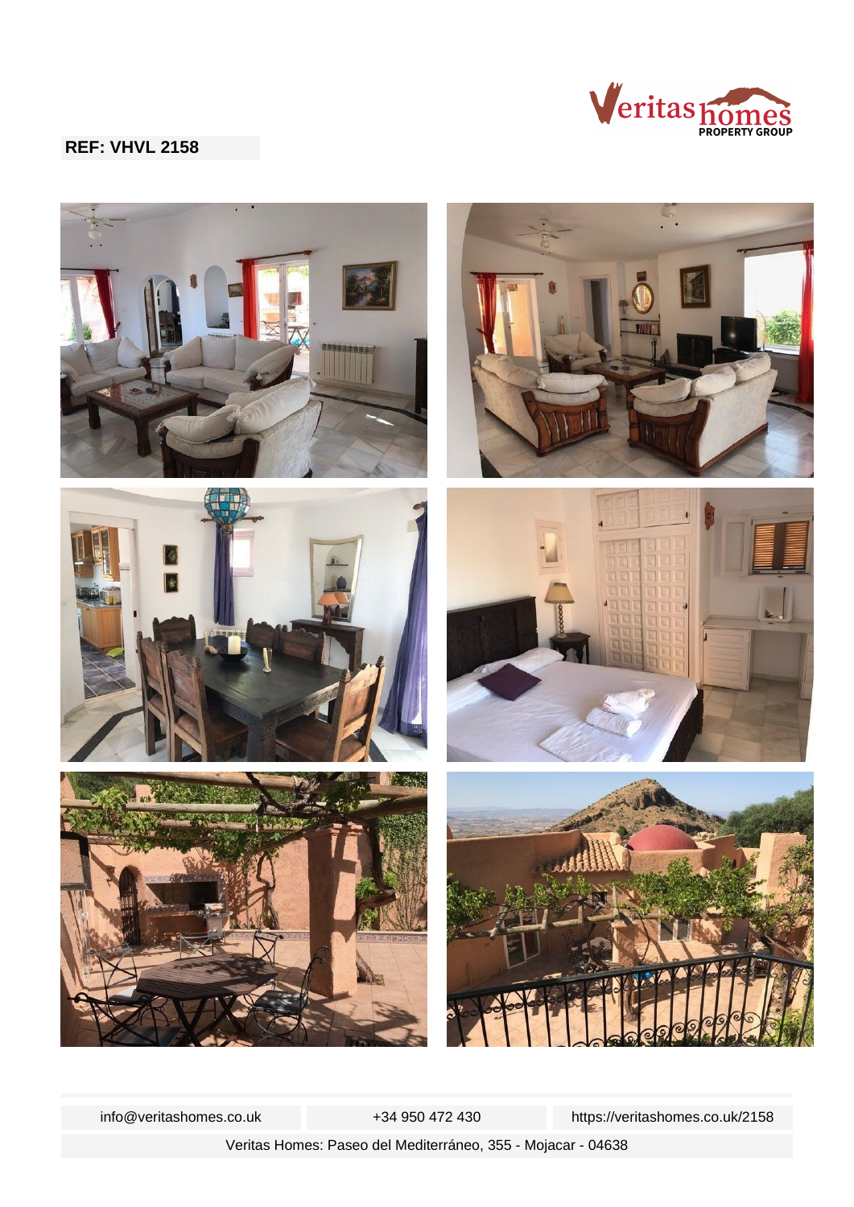**REF: VHVL 2158**

info@veritashomes.co.uk

+34 950 472 430

https://veritashomes.co.uk/2158

Veritas Homes: Paseo del Mediterráneo, 355 - Mojacar - 04638